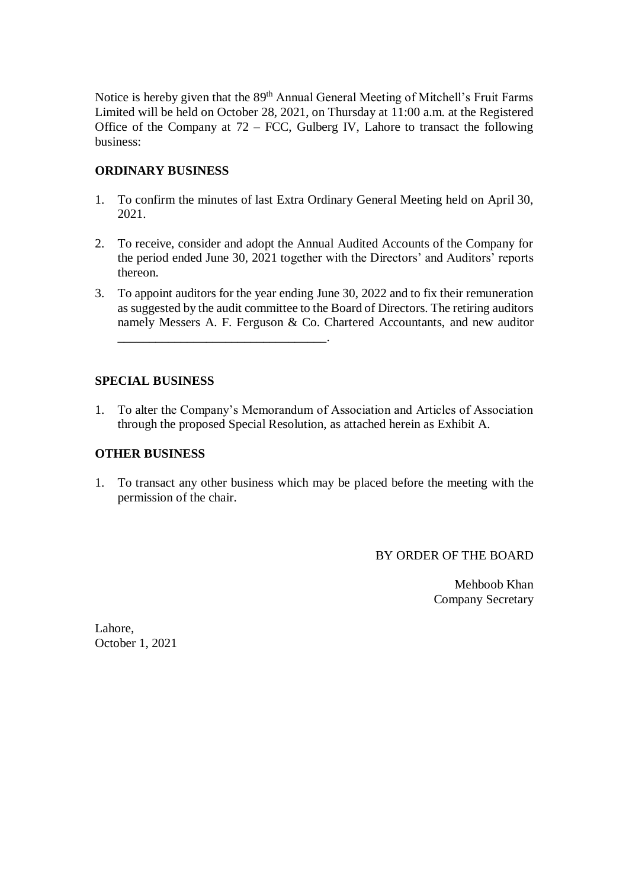Notice is hereby given that the 89th Annual General Meeting of Mitchell's Fruit Farms Limited will be held on October 28, 2021, on Thursday at 11:00 a.m. at the Registered Office of the Company at 72 – FCC, Gulberg IV, Lahore to transact the following business:

**ORDINARY BUSINESS**

1. To confirm the minutes of last Extra Ordinary General Meeting held on April 30, 2021.

2. To receive, consider and adopt the Annual Audited Accounts of the Company for the period ended June 30, 2021 together with the Directors' and Auditors' reports thereon.

3. To appoint auditors for the year ending June 30, 2022 and to fix their remuneration as suggested by the audit committee to the Board of Directors. The retiring auditors namely Messers A. F. Ferguson & Co. Chartered Accountants, and new auditor ________________________________.

**SPECIAL BUSINESS**

1. To alter the Company's Memorandum of Association and Articles of Association through the proposed Special Resolution, as attached herein as Exhibit A.

**OTHER BUSINESS**

1. To transact any other business which may be placed before the meeting with the permission of the chair.

BY ORDER OF THE BOARD

Mehboob Khan
Company Secretary

Lahore,
October 1, 2021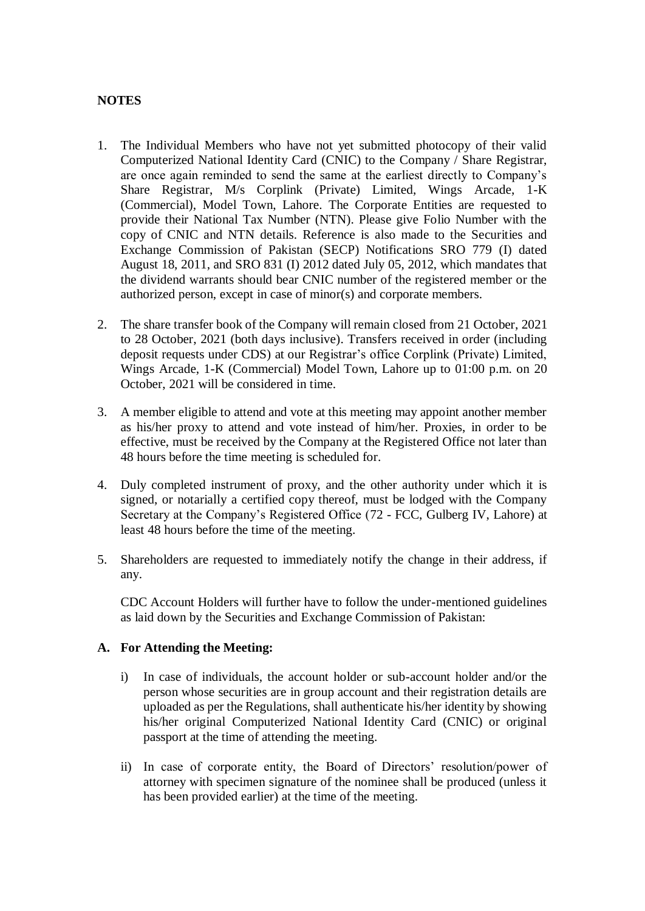**NOTES**

1. The Individual Members who have not yet submitted photocopy of their valid Computerized National Identity Card (CNIC) to the Company / Share Registrar, are once again reminded to send the same at the earliest directly to Company's Share Registrar, M/s Corplink (Private) Limited, Wings Arcade, 1-K (Commercial), Model Town, Lahore. The Corporate Entities are requested to provide their National Tax Number (NTN). Please give Folio Number with the copy of CNIC and NTN details. Reference is also made to the Securities and Exchange Commission of Pakistan (SECP) Notifications SRO 779 (I) dated August 18, 2011, and SRO 831 (I) 2012 dated July 05, 2012, which mandates that the dividend warrants should bear CNIC number of the registered member or the authorized person, except in case of minor(s) and corporate members.

2. The share transfer book of the Company will remain closed from 21 October, 2021 to 28 October, 2021 (both days inclusive). Transfers received in order (including deposit requests under CDS) at our Registrar's office Corplink (Private) Limited, Wings Arcade, 1-K (Commercial) Model Town, Lahore up to 01:00 p.m. on 20 October, 2021 will be considered in time.

3. A member eligible to attend and vote at this meeting may appoint another member as his/her proxy to attend and vote instead of him/her. Proxies, in order to be effective, must be received by the Company at the Registered Office not later than 48 hours before the time meeting is scheduled for.

4. Duly completed instrument of proxy, and the other authority under which it is signed, or notarially a certified copy thereof, must be lodged with the Company Secretary at the Company's Registered Office (72 - FCC, Gulberg IV, Lahore) at least 48 hours before the time of the meeting.

5. Shareholders are requested to immediately notify the change in their address, if any.

   CDC Account Holders will further have to follow the under-mentioned guidelines as laid down by the Securities and Exchange Commission of Pakistan:

**A. For Attending the Meeting:**

i) In case of individuals, the account holder or sub-account holder and/or the person whose securities are in group account and their registration details are uploaded as per the Regulations, shall authenticate his/her identity by showing his/her original Computerized National Identity Card (CNIC) or original passport at the time of attending the meeting.

ii) In case of corporate entity, the Board of Directors' resolution/power of attorney with specimen signature of the nominee shall be produced (unless it has been provided earlier) at the time of the meeting.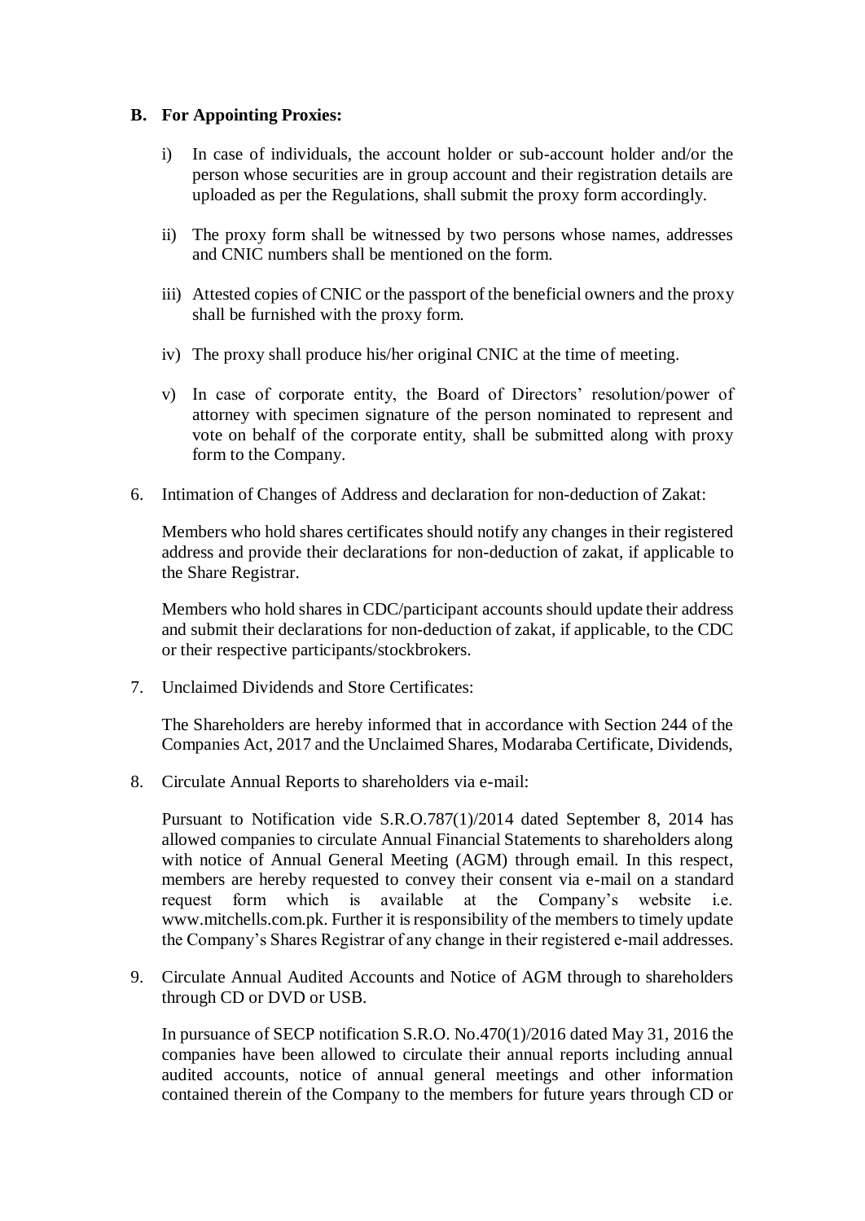**B. For Appointing Proxies:**

i) In case of individuals, the account holder or sub-account holder and/or the person whose securities are in group account and their registration details are uploaded as per the Regulations, shall submit the proxy form accordingly.

ii) The proxy form shall be witnessed by two persons whose names, addresses and CNIC numbers shall be mentioned on the form.

iii) Attested copies of CNIC or the passport of the beneficial owners and the proxy shall be furnished with the proxy form.

iv) The proxy shall produce his/her original CNIC at the time of meeting.

v) In case of corporate entity, the Board of Directors' resolution/power of attorney with specimen signature of the person nominated to represent and vote on behalf of the corporate entity, shall be submitted along with proxy form to the Company.

6. Intimation of Changes of Address and declaration for non-deduction of Zakat:

Members who hold shares certificates should notify any changes in their registered address and provide their declarations for non-deduction of zakat, if applicable to the Share Registrar.

Members who hold shares in CDC/participant accounts should update their address and submit their declarations for non-deduction of zakat, if applicable, to the CDC or their respective participants/stockbrokers.

7. Unclaimed Dividends and Store Certificates:

The Shareholders are hereby informed that in accordance with Section 244 of the Companies Act, 2017 and the Unclaimed Shares, Modaraba Certificate, Dividends,

8. Circulate Annual Reports to shareholders via e-mail:

Pursuant to Notification vide S.R.O.787(1)/2014 dated September 8, 2014 has allowed companies to circulate Annual Financial Statements to shareholders along with notice of Annual General Meeting (AGM) through email. In this respect, members are hereby requested to convey their consent via e-mail on a standard request form which is available at the Company's website i.e. www.mitchells.com.pk. Further it is responsibility of the members to timely update the Company's Shares Registrar of any change in their registered e-mail addresses.

9. Circulate Annual Audited Accounts and Notice of AGM through to shareholders through CD or DVD or USB.

In pursuance of SECP notification S.R.O. No.470(1)/2016 dated May 31, 2016 the companies have been allowed to circulate their annual reports including annual audited accounts, notice of annual general meetings and other information contained therein of the Company to the members for future years through CD or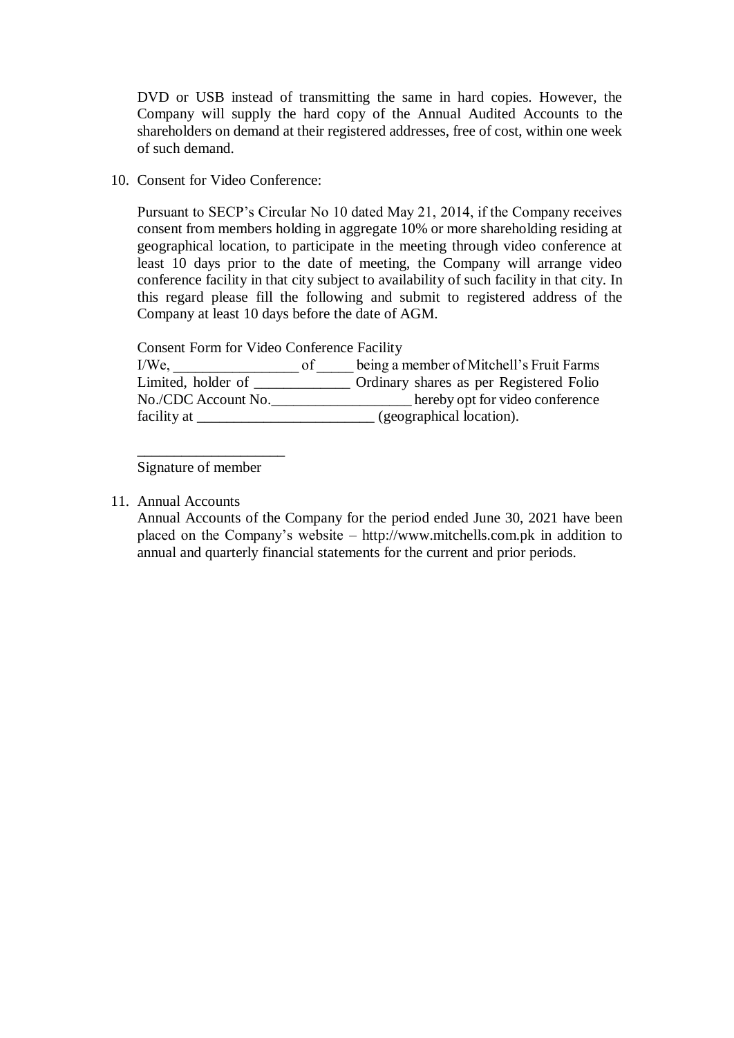DVD or USB instead of transmitting the same in hard copies. However, the Company will supply the hard copy of the Annual Audited Accounts to the shareholders on demand at their registered addresses, free of cost, within one week of such demand.

10. Consent for Video Conference:

    Pursuant to SECP's Circular No 10 dated May 21, 2014, if the Company receives consent from members holding in aggregate 10% or more shareholding residing at geographical location, to participate in the meeting through video conference at least 10 days prior to the date of meeting, the Company will arrange video conference facility in that city subject to availability of such facility in that city. In this regard please fill the following and submit to registered address of the Company at least 10 days before the date of AGM.

    Consent Form for Video Conference Facility
    I/We, _________________ of _____ being a member of Mitchell's Fruit Farms Limited, holder of _____________ Ordinary shares as per Registered Folio No./CDC Account No.___________________ hereby opt for video conference facility at ________________________ (geographical location).

    ____________________
    Signature of member

11. Annual Accounts
    Annual Accounts of the Company for the period ended June 30, 2021 have been placed on the Company's website – http://www.mitchells.com.pk in addition to annual and quarterly financial statements for the current and prior periods.